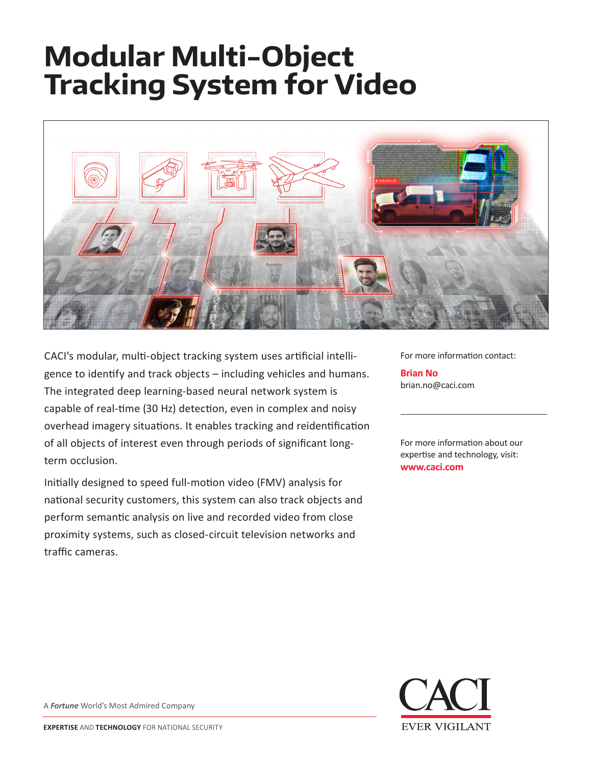# Modular Multi-Object Tracking System for Video

CACI's modular, multi-object tracking system uses artificial intelligence to identify and track objects – including vehicles and humans. The integrated deep learning-based neural network system is capable of real-time (30 Hz) detection, even in complex and noisy overhead imagery situations. It enables tracking and reidentification of all objects of interest even through periods of significant long-term occlusion.

Initially designed to speed full-motion video (FMV) analysis for national security customers, this system can also track objects and perform semantic analysis on live and recorded video from close proximity systems, such as closed-circuit television networks and traffic cameras.

For more information contact:

**Brian No**
brian.no@caci.com

For more information about our expertise and technology, visit:
**www.caci.com**

A ***Fortune*** World's Most Admired Company

**EXPERTISE** AND **TECHNOLOGY** FOR NATIONAL SECURITY

CACI
EVER VIGILANT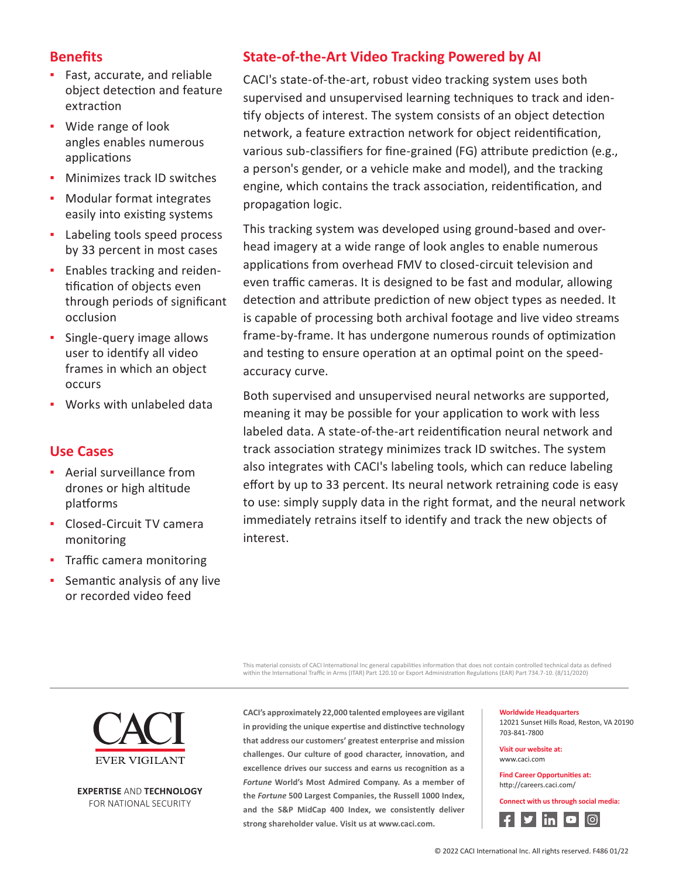## Benefits

- Fast, accurate, and reliable object detection and feature extraction
- Wide range of look angles enables numerous applications
- Minimizes track ID switches
- Modular format integrates easily into existing systems
- Labeling tools speed process by 33 percent in most cases
- Enables tracking and reidentification of objects even through periods of significant occlusion
- Single-query image allows user to identify all video frames in which an object occurs
- Works with unlabeled data

## Use Cases

- Aerial surveillance from drones or high altitude platforms
- Closed-Circuit TV camera monitoring
- Traffic camera monitoring
- Semantic analysis of any live or recorded video feed

## State-of-the-Art Video Tracking Powered by AI

CACI's state-of-the-art, robust video tracking system uses both supervised and unsupervised learning techniques to track and identify objects of interest. The system consists of an object detection network, a feature extraction network for object reidentification, various sub-classifiers for fine-grained (FG) attribute prediction (e.g., a person's gender, or a vehicle make and model), and the tracking engine, which contains the track association, reidentification, and propagation logic.

This tracking system was developed using ground-based and overhead imagery at a wide range of look angles to enable numerous applications from overhead FMV to closed-circuit television and even traffic cameras. It is designed to be fast and modular, allowing detection and attribute prediction of new object types as needed. It is capable of processing both archival footage and live video streams frame-by-frame. It has undergone numerous rounds of optimization and testing to ensure operation at an optimal point on the speed-accuracy curve.

Both supervised and unsupervised neural networks are supported, meaning it may be possible for your application to work with less labeled data. A state-of-the-art reidentification neural network and track association strategy minimizes track ID switches. The system also integrates with CACI's labeling tools, which can reduce labeling effort by up to 33 percent. Its neural network retraining code is easy to use: simply supply data in the right format, and the neural network immediately retrains itself to identify and track the new objects of interest.

This material consists of CACI International Inc general capabilities information that does not contain controlled technical data as defined within the International Traffic in Arms (ITAR) Part 120.10 or Export Administration Regulations (EAR) Part 734.7-10. (8/11/2020)

CACI
EVER VIGILANT

**EXPERTISE** AND **TECHNOLOGY**
FOR NATIONAL SECURITY

**CACI's approximately 22,000 talented employees are vigilant in providing the unique expertise and distinctive technology that address our customers' greatest enterprise and mission challenges. Our culture of good character, innovation, and excellence drives our success and earns us recognition as a *Fortune* World's Most Admired Company. As a member of the *Fortune* 500 Largest Companies, the Russell 1000 Index, and the S&P MidCap 400 Index, we consistently deliver strong shareholder value. Visit us at www.caci.com.**

**Worldwide Headquarters**
12021 Sunset Hills Road, Reston, VA 20190
703-841-7800

**Visit our website at:**
www.caci.com

**Find Career Opportunities at:**
http://careers.caci.com/

**Connect with us through social media:**

© 2022 CACI International Inc. All rights reserved. F486 01/22